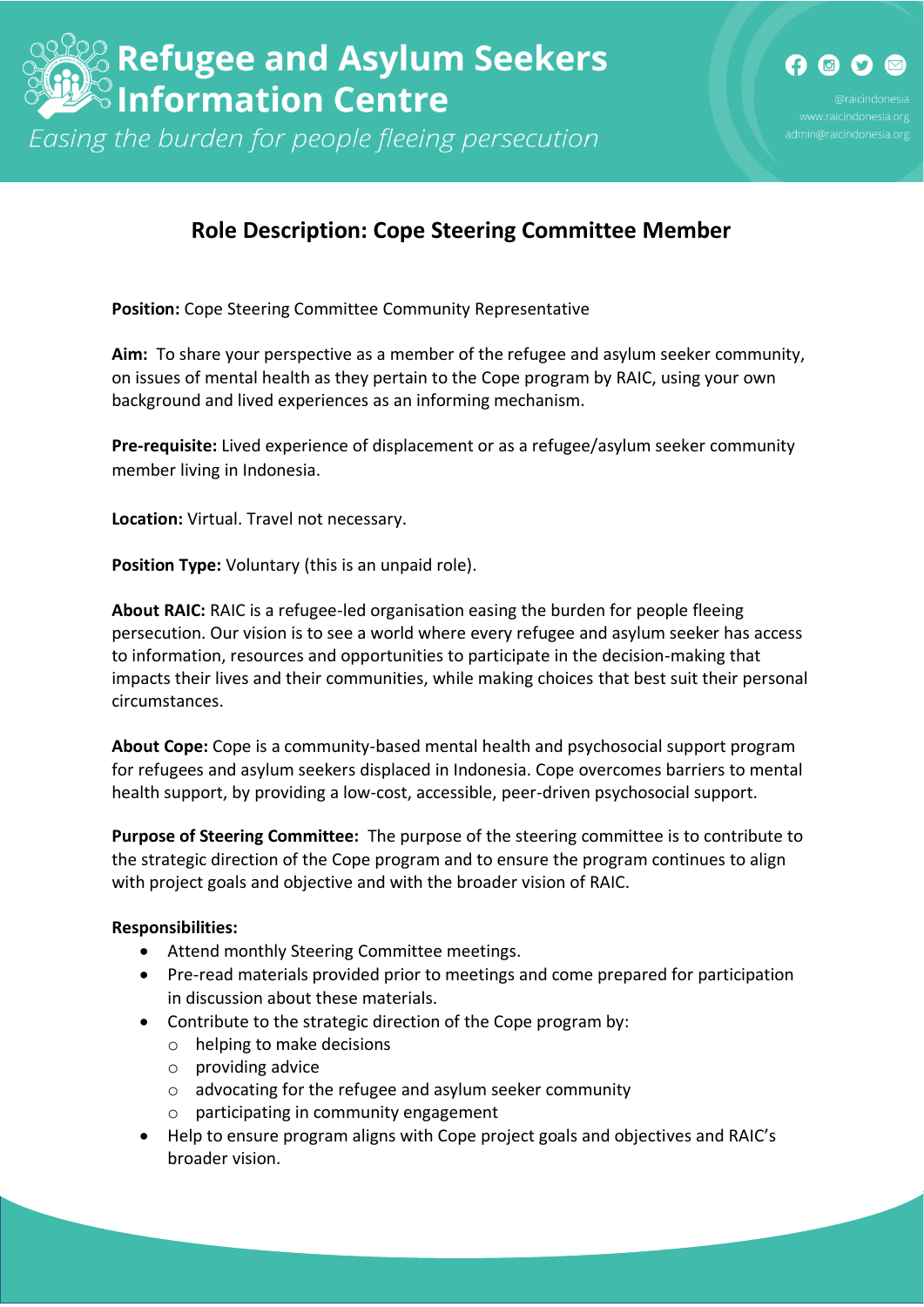# Refugee and Asylum Seekers Information Centre

*Easing the burden for people fleeing persecution*

@raicindonesia
www.raicindonesia.org
admin@raicindonesia.org

## Role Description: Cope Steering Committee Member

**Position:** Cope Steering Committee Community Representative

**Aim:** To share your perspective as a member of the refugee and asylum seeker community, on issues of mental health as they pertain to the Cope program by RAIC, using your own background and lived experiences as an informing mechanism.

**Pre-requisite:** Lived experience of displacement or as a refugee/asylum seeker community member living in Indonesia.

**Location:** Virtual. Travel not necessary.

**Position Type:** Voluntary (this is an unpaid role).

**About RAIC:** RAIC is a refugee-led organisation easing the burden for people fleeing persecution. Our vision is to see a world where every refugee and asylum seeker has access to information, resources and opportunities to participate in the decision-making that impacts their lives and their communities, while making choices that best suit their personal circumstances.

**About Cope:** Cope is a community-based mental health and psychosocial support program for refugees and asylum seekers displaced in Indonesia. Cope overcomes barriers to mental health support, by providing a low-cost, accessible, peer-driven psychosocial support.

**Purpose of Steering Committee:** The purpose of the steering committee is to contribute to the strategic direction of the Cope program and to ensure the program continues to align with project goals and objective and with the broader vision of RAIC.

**Responsibilities:**

- Attend monthly Steering Committee meetings.
- Pre-read materials provided prior to meetings and come prepared for participation in discussion about these materials.
- Contribute to the strategic direction of the Cope program by:
  - helping to make decisions
  - providing advice
  - advocating for the refugee and asylum seeker community
  - participating in community engagement
- Help to ensure program aligns with Cope project goals and objectives and RAIC's broader vision.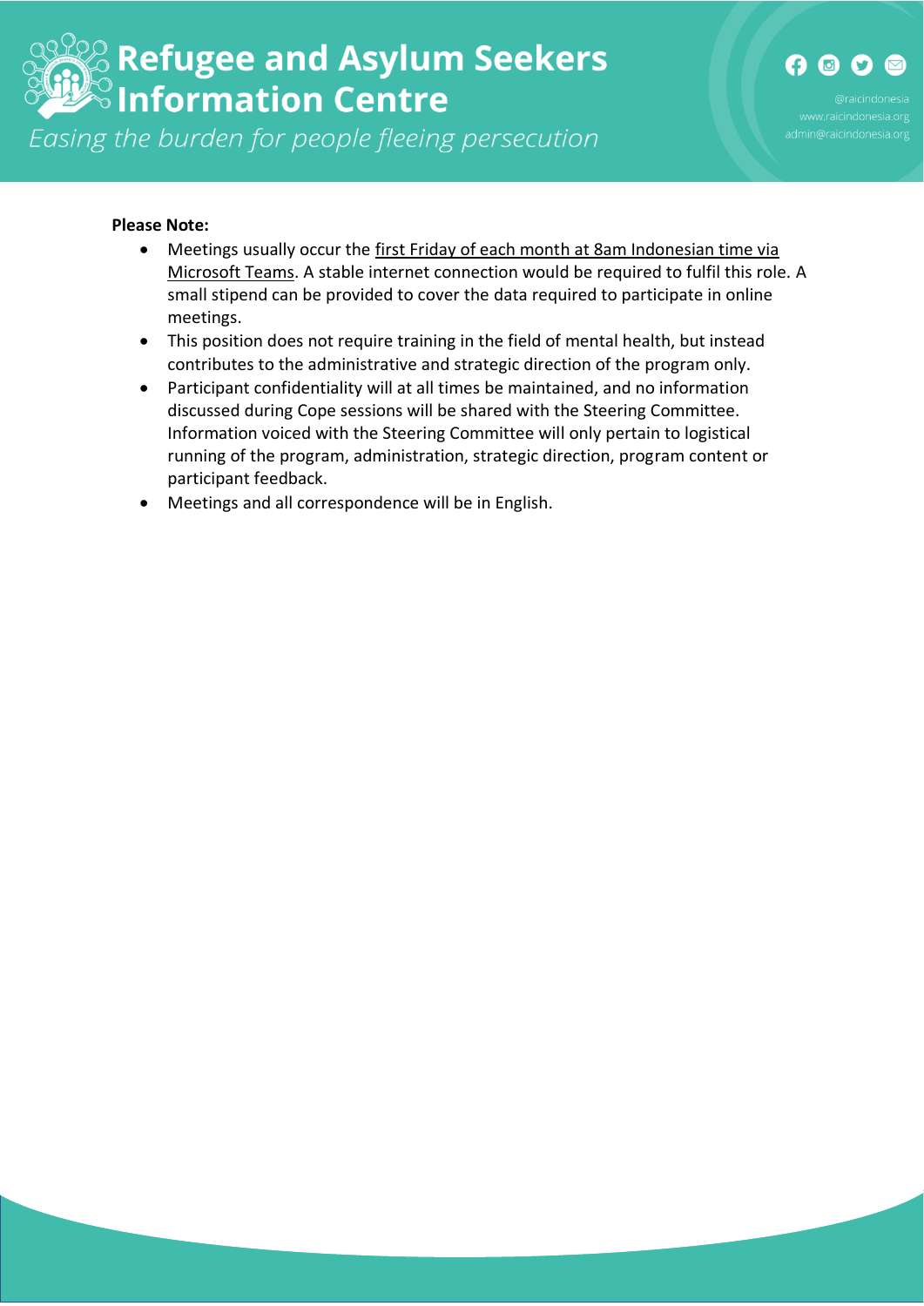**Please Note:**

- Meetings usually occur the first Friday of each month at 8am Indonesian time via Microsoft Teams. A stable internet connection would be required to fulfil this role. A small stipend can be provided to cover the data required to participate in online meetings.
- This position does not require training in the field of mental health, but instead contributes to the administrative and strategic direction of the program only.
- Participant confidentiality will at all times be maintained, and no information discussed during Cope sessions will be shared with the Steering Committee. Information voiced with the Steering Committee will only pertain to logistical running of the program, administration, strategic direction, program content or participant feedback.
- Meetings and all correspondence will be in English.